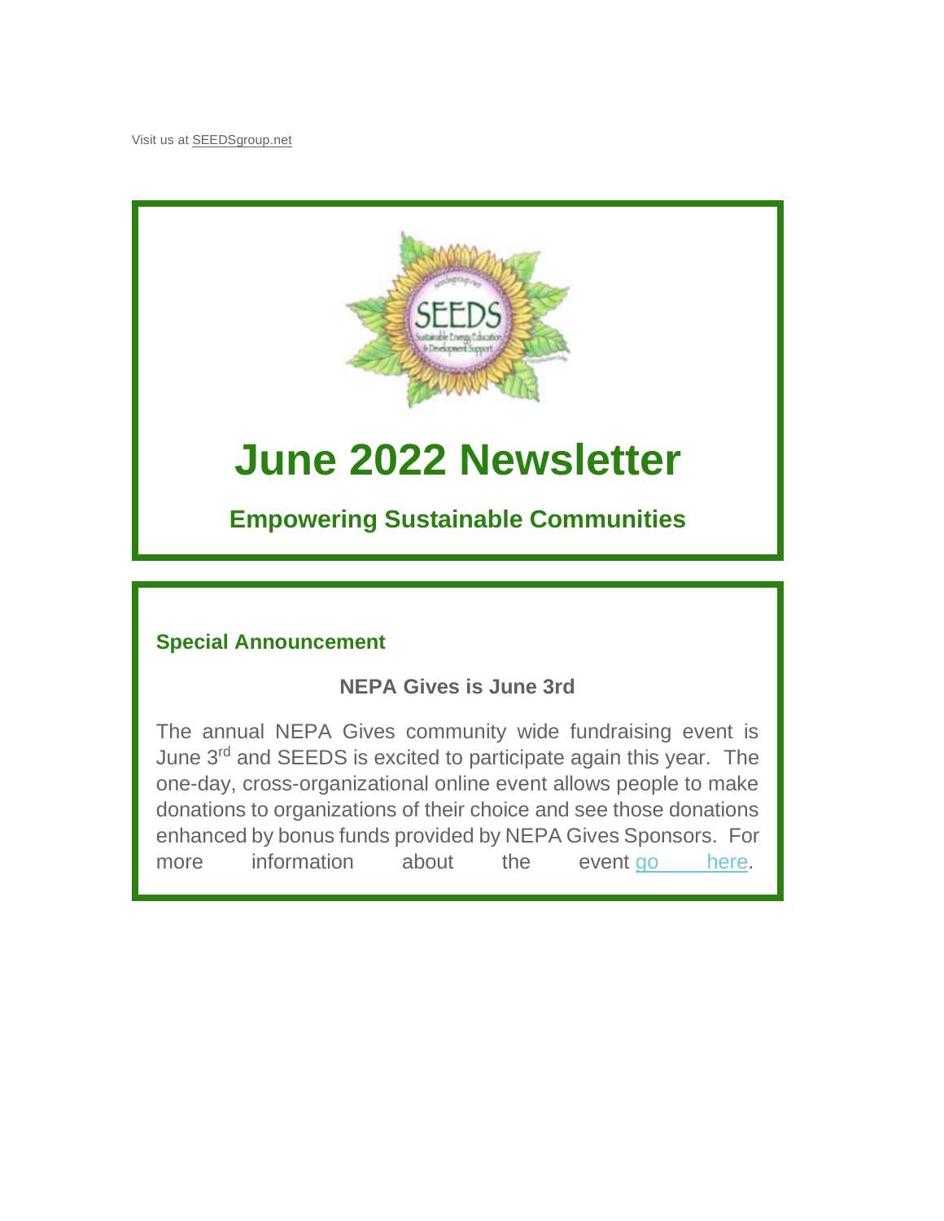Visit us at SEEDSgroup.net

# June 2022 Newsletter

## Empowering Sustainable Communities

### Special Announcement

**NEPA Gives is June 3rd**

The annual NEPA Gives community wide fundraising event is June 3rd and SEEDS is excited to participate again this year. The one-day, cross-organizational online event allows people to make donations to organizations of their choice and see those donations enhanced by bonus funds provided by NEPA Gives Sponsors. For more information about the event go here.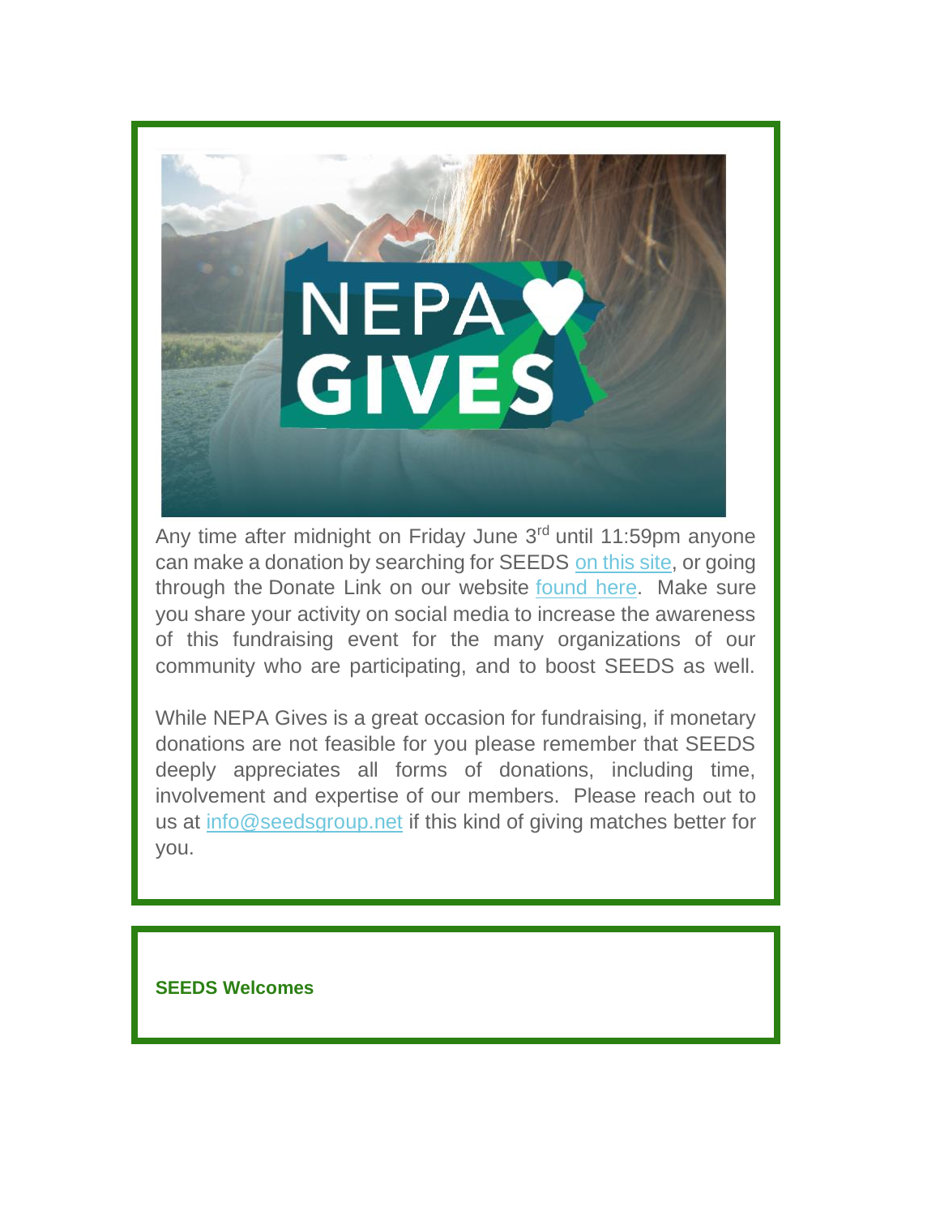Any time after midnight on Friday June 3rd until 11:59pm anyone can make a donation by searching for SEEDS on this site, or going through the Donate Link on our website found here. Make sure you share your activity on social media to increase the awareness of this fundraising event for the many organizations of our community who are participating, and to boost SEEDS as well.

While NEPA Gives is a great occasion for fundraising, if monetary donations are not feasible for you please remember that SEEDS deeply appreciates all forms of donations, including time, involvement and expertise of our members. Please reach out to us at info@seedsgroup.net if this kind of giving matches better for you.

**SEEDS Welcomes**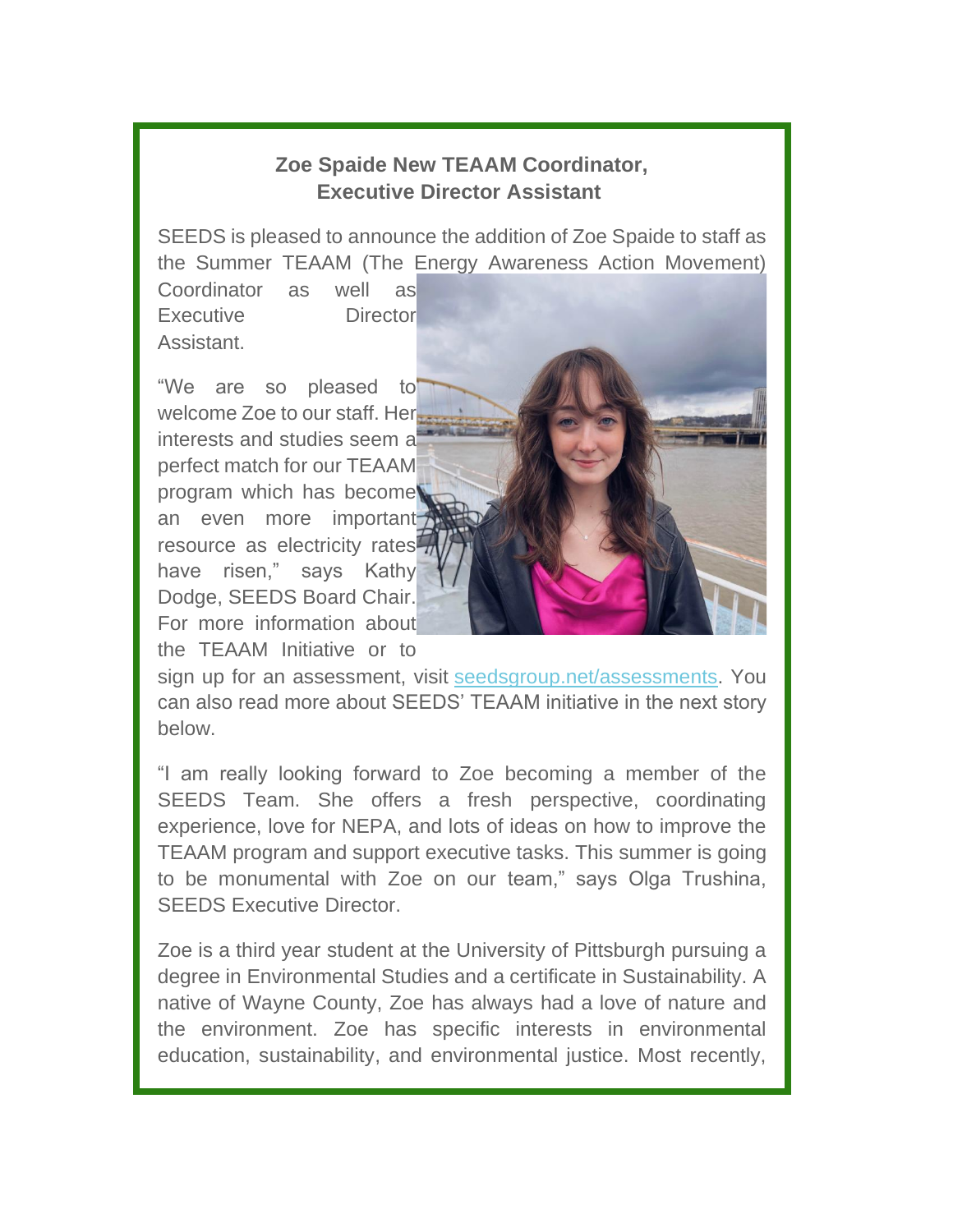**Zoe Spaide New TEAAM Coordinator, Executive Director Assistant**

SEEDS is pleased to announce the addition of Zoe Spaide to staff as the Summer TEAAM (The Energy Awareness Action Movement) Coordinator as well as Executive Director Assistant.

"We are so pleased to welcome Zoe to our staff. Her interests and studies seem a perfect match for our TEAAM program which has become an even more important resource as electricity rates have risen," says Kathy Dodge, SEEDS Board Chair. For more information about the TEAAM Initiative or to sign up for an assessment, visit seedsgroup.net/assessments. You can also read more about SEEDS' TEAAM initiative in the next story below.

"I am really looking forward to Zoe becoming a member of the SEEDS Team. She offers a fresh perspective, coordinating experience, love for NEPA, and lots of ideas on how to improve the TEAAM program and support executive tasks. This summer is going to be monumental with Zoe on our team," says Olga Trushina, SEEDS Executive Director.

Zoe is a third year student at the University of Pittsburgh pursuing a degree in Environmental Studies and a certificate in Sustainability. A native of Wayne County, Zoe has always had a love of nature and the environment. Zoe has specific interests in environmental education, sustainability, and environmental justice. Most recently,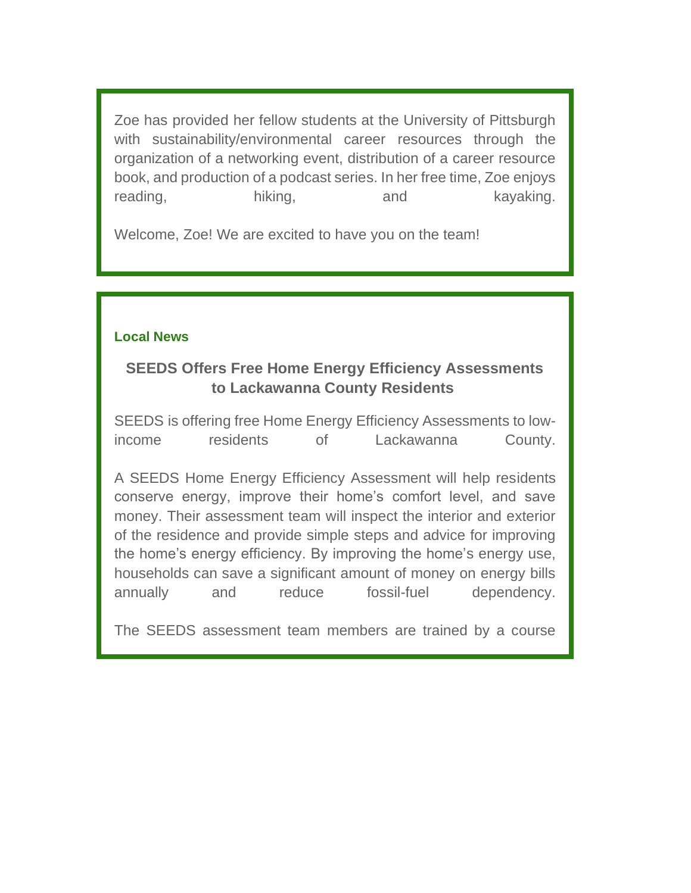Zoe has provided her fellow students at the University of Pittsburgh with sustainability/environmental career resources through the organization of a networking event, distribution of a career resource book, and production of a podcast series. In her free time, Zoe enjoys reading, hiking, and kayaking.

Welcome, Zoe! We are excited to have you on the team!

**Local News**

### SEEDS Offers Free Home Energy Efficiency Assessments to Lackawanna County Residents

SEEDS is offering free Home Energy Efficiency Assessments to low-income residents of Lackawanna County.

A SEEDS Home Energy Efficiency Assessment will help residents conserve energy, improve their home's comfort level, and save money. Their assessment team will inspect the interior and exterior of the residence and provide simple steps and advice for improving the home's energy efficiency. By improving the home's energy use, households can save a significant amount of money on energy bills annually and reduce fossil-fuel dependency.

The SEEDS assessment team members are trained by a course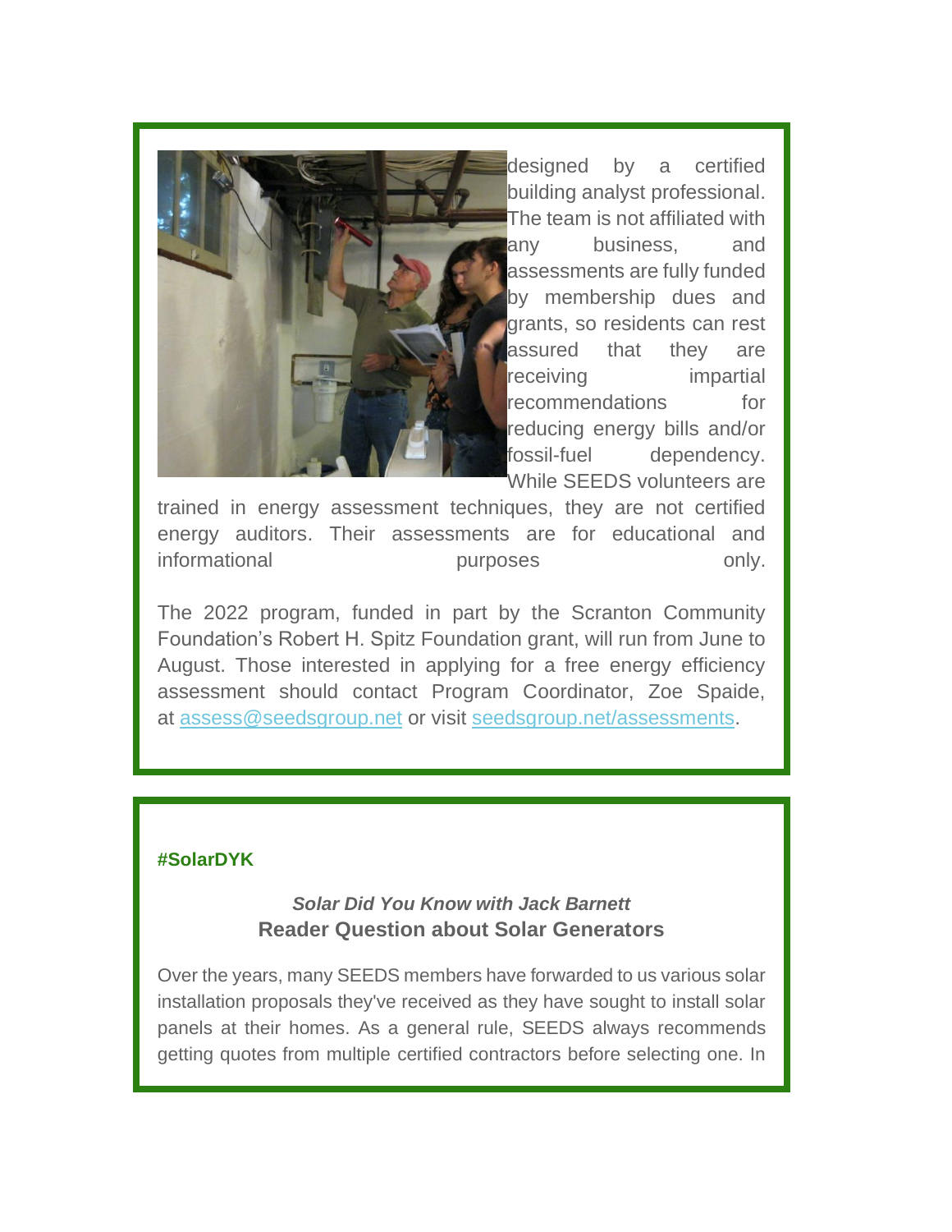designed by a certified building analyst professional. The team is not affiliated with any business, and assessments are fully funded by membership dues and grants, so residents can rest assured that they are receiving impartial recommendations for reducing energy bills and/or fossil-fuel dependency. While SEEDS volunteers are trained in energy assessment techniques, they are not certified energy auditors. Their assessments are for educational and informational purposes only.

The 2022 program, funded in part by the Scranton Community Foundation's Robert H. Spitz Foundation grant, will run from June to August. Those interested in applying for a free energy efficiency assessment should contact Program Coordinator, Zoe Spaide, at [assess@seedsgroup.net](mailto:assess@seedsgroup.net) or visit [seedsgroup.net/assessments](seedsgroup.net/assessments).

**#SolarDYK**

***Solar Did You Know with Jack Barnett***

**Reader Question about Solar Generators**

Over the years, many SEEDS members have forwarded to us various solar installation proposals they've received as they have sought to install solar panels at their homes. As a general rule, SEEDS always recommends getting quotes from multiple certified contractors before selecting one. In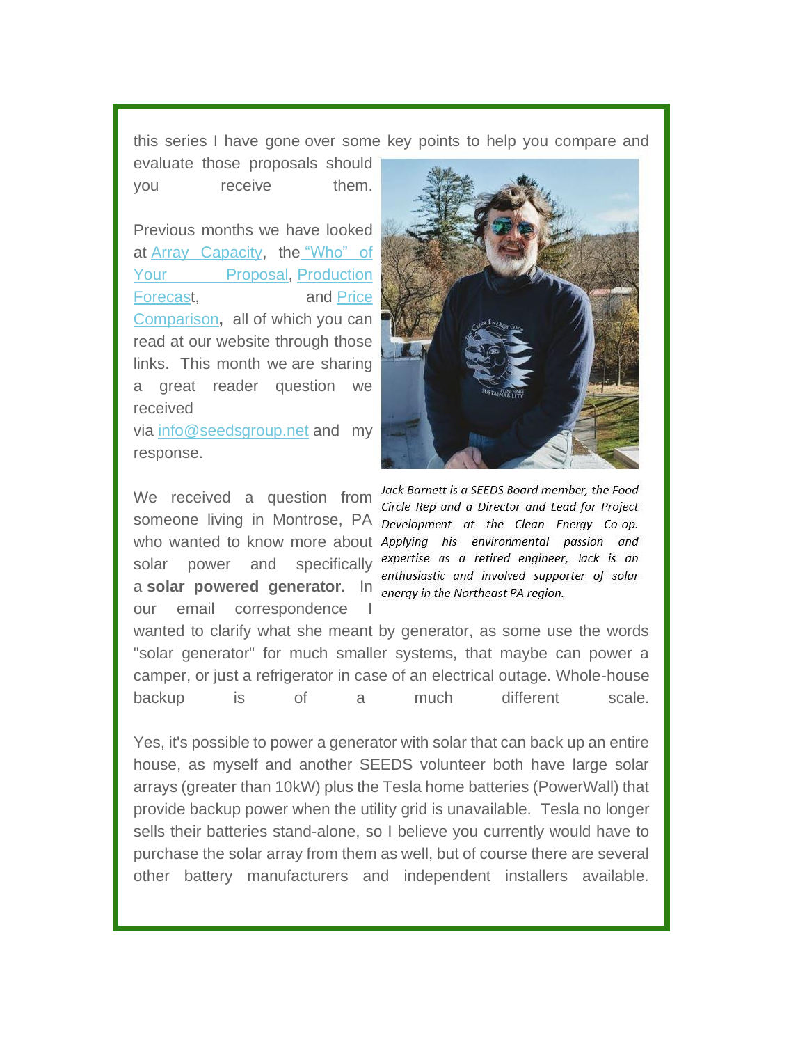this series I have gone over some key points to help you compare and evaluate those proposals should you receive them.

Previous months we have looked at Array Capacity, the "Who" of Your Proposal, Production Forecast, and Price Comparison**,** all of which you can read at our website through those links. This month we are sharing a great reader question we received via info@seedsgroup.net and my response.

*Jack Barnett is a SEEDS Board member, the Food Circle Rep and a Director and Lead for Project Development at the Clean Energy Co-op. Applying his environmental passion and expertise as a retired engineer, Jack is an enthusiastic and involved supporter of solar energy in the Northeast PA region.*

We received a question from someone living in Montrose, PA who wanted to know more about solar power and specifically a **solar powered generator.** In our email correspondence I wanted to clarify what she meant by generator, as some use the words "solar generator" for much smaller systems, that maybe can power a camper, or just a refrigerator in case of an electrical outage. Whole-house backup is of a much different scale.

Yes, it's possible to power a generator with solar that can back up an entire house, as myself and another SEEDS volunteer both have large solar arrays (greater than 10kW) plus the Tesla home batteries (PowerWall) that provide backup power when the utility grid is unavailable. Tesla no longer sells their batteries stand-alone, so I believe you currently would have to purchase the solar array from them as well, but of course there are several other battery manufacturers and independent installers available.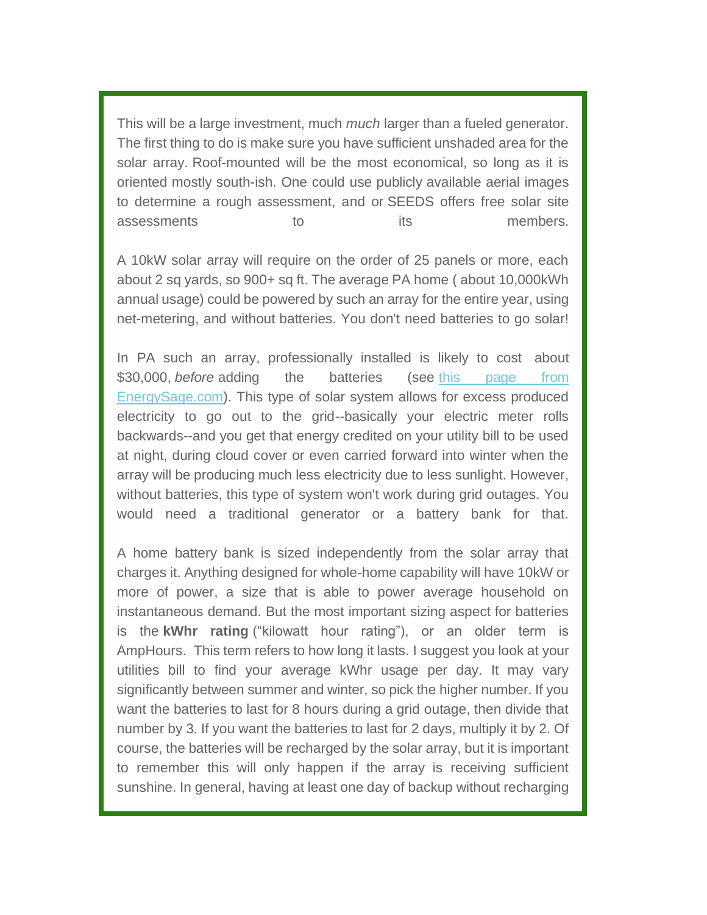This will be a large investment, much *much* larger than a fueled generator. The first thing to do is make sure you have sufficient unshaded area for the solar array. Roof-mounted will be the most economical, so long as it is oriented mostly south-ish. One could use publicly available aerial images to determine a rough assessment, and or SEEDS offers free solar site assessments to its members.

A 10kW solar array will require on the order of 25 panels or more, each about 2 sq yards, so 900+ sq ft. The average PA home ( about 10,000kWh annual usage) could be powered by such an array for the entire year, using net-metering, and without batteries. You don't need batteries to go solar!

In PA such an array, professionally installed is likely to cost about $30,000, *before* adding the batteries (see [this page from EnergySage.com](EnergySage.com)). This type of solar system allows for excess produced electricity to go out to the grid--basically your electric meter rolls backwards--and you get that energy credited on your utility bill to be used at night, during cloud cover or even carried forward into winter when the array will be producing much less electricity due to less sunlight. However, without batteries, this type of system won't work during grid outages. You would need a traditional generator or a battery bank for that.

A home battery bank is sized independently from the solar array that charges it. Anything designed for whole-home capability will have 10kW or more of power, a size that is able to power average household on instantaneous demand. But the most important sizing aspect for batteries is the **kWhr rating** ("kilowatt hour rating"), or an older term is AmpHours. This term refers to how long it lasts. I suggest you look at your utilities bill to find your average kWhr usage per day. It may vary significantly between summer and winter, so pick the higher number. If you want the batteries to last for 8 hours during a grid outage, then divide that number by 3. If you want the batteries to last for 2 days, multiply it by 2. Of course, the batteries will be recharged by the solar array, but it is important to remember this will only happen if the array is receiving sufficient sunshine. In general, having at least one day of backup without recharging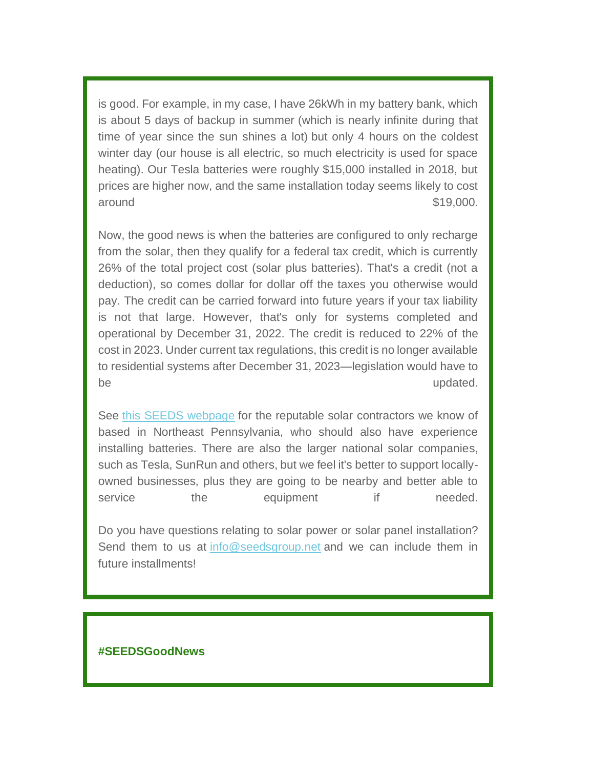is good. For example, in my case, I have 26kWh in my battery bank, which is about 5 days of backup in summer (which is nearly infinite during that time of year since the sun shines a lot) but only 4 hours on the coldest winter day (our house is all electric, so much electricity is used for space heating). Our Tesla batteries were roughly $15,000 installed in 2018, but prices are higher now, and the same installation today seems likely to cost around $19,000.

Now, the good news is when the batteries are configured to only recharge from the solar, then they qualify for a federal tax credit, which is currently 26% of the total project cost (solar plus batteries). That's a credit (not a deduction), so comes dollar for dollar off the taxes you otherwise would pay. The credit can be carried forward into future years if your tax liability is not that large. However, that's only for systems completed and operational by December 31, 2022. The credit is reduced to 22% of the cost in 2023. Under current tax regulations, this credit is no longer available to residential systems after December 31, 2023—legislation would have to be updated.

See [this SEEDS webpage]() for the reputable solar contractors we know of based in Northeast Pennsylvania, who should also have experience installing batteries. There are also the larger national solar companies, such as Tesla, SunRun and others, but we feel it's better to support locally-owned businesses, plus they are going to be nearby and better able to service the equipment if needed.

Do you have questions relating to solar power or solar panel installation? Send them to us at [info@seedsgroup.net](mailto:info@seedsgroup.net) and we can include them in future installments!

**#SEEDSGoodNews**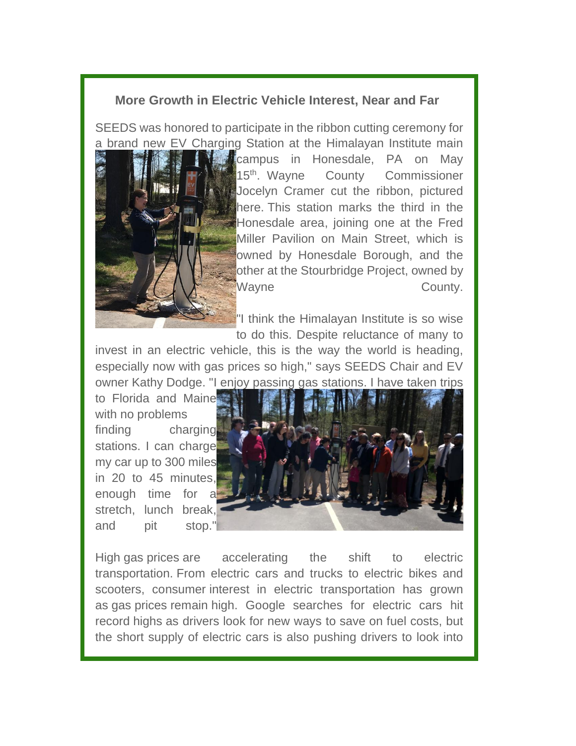## More Growth in Electric Vehicle Interest, Near and Far

SEEDS was honored to participate in the ribbon cutting ceremony for a brand new EV Charging Station at the Himalayan Institute main campus in Honesdale, PA on May 15th. Wayne County Commissioner Jocelyn Cramer cut the ribbon, pictured here. This station marks the third in the Honesdale area, joining one at the Fred Miller Pavilion on Main Street, which is owned by Honesdale Borough, and the other at the Stourbridge Project, owned by Wayne County.

"I think the Himalayan Institute is so wise to do this. Despite reluctance of many to invest in an electric vehicle, this is the way the world is heading, especially now with gas prices so high," says SEEDS Chair and EV owner Kathy Dodge. "I enjoy passing gas stations. I have taken trips to Florida and Maine with no problems finding charging stations. I can charge my car up to 300 miles in 20 to 45 minutes, enough time for a stretch, lunch break, and pit stop."

High gas prices are accelerating the shift to electric transportation. From electric cars and trucks to electric bikes and scooters, consumer interest in electric transportation has grown as gas prices remain high. Google searches for electric cars hit record highs as drivers look for new ways to save on fuel costs, but the short supply of electric cars is also pushing drivers to look into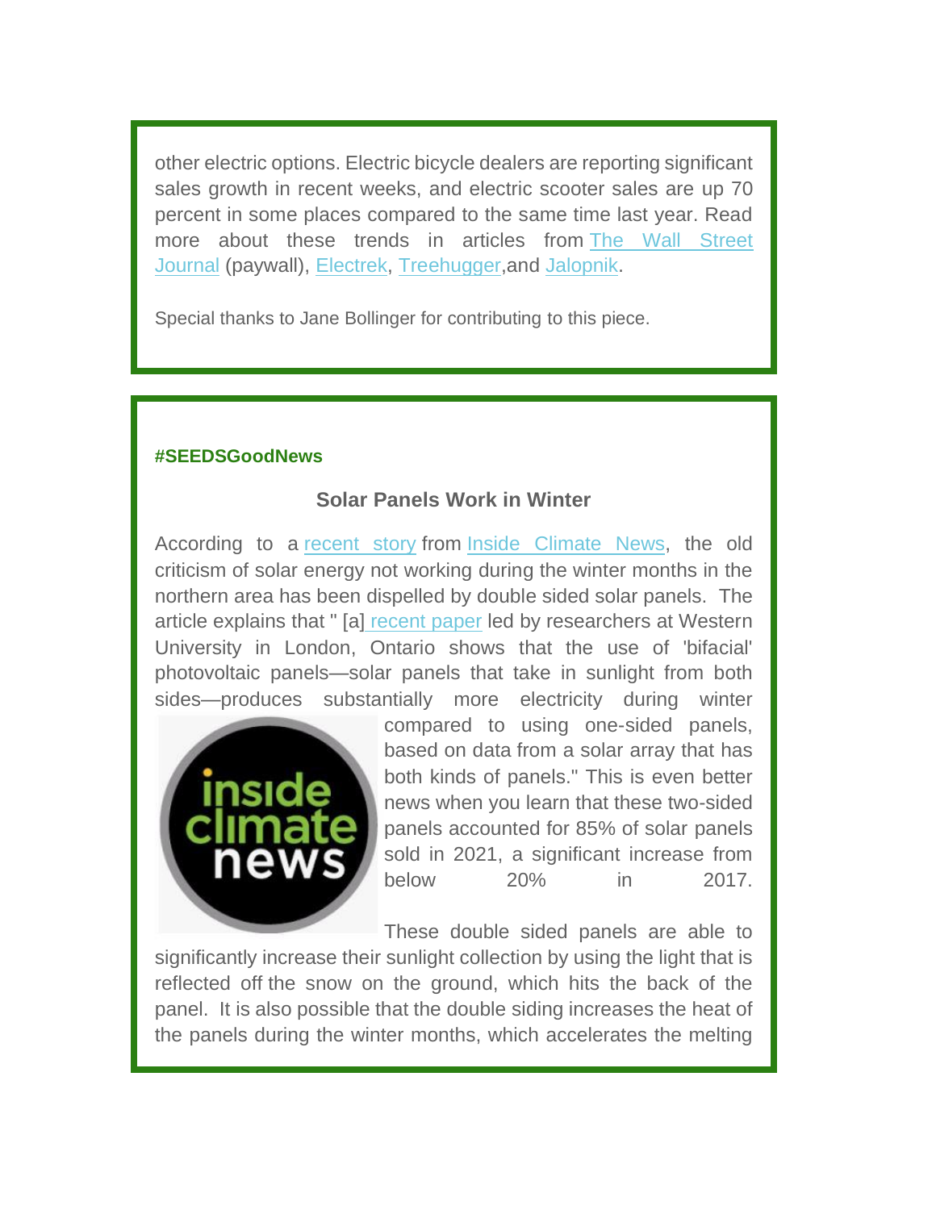other electric options. Electric bicycle dealers are reporting significant sales growth in recent weeks, and electric scooter sales are up 70 percent in some places compared to the same time last year. Read more about these trends in articles from The Wall Street Journal (paywall), Electrek, Treehugger, and Jalopnik.

Special thanks to Jane Bollinger for contributing to this piece.

**#SEEDSGoodNews**

### Solar Panels Work in Winter

According to a recent story from Inside Climate News, the old criticism of solar energy not working during the winter months in the northern area has been dispelled by double sided solar panels. The article explains that " [a] recent paper led by researchers at Western University in London, Ontario shows that the use of 'bifacial' photovoltaic panels—solar panels that take in sunlight from both sides—produces substantially more electricity during winter compared to using one-sided panels, based on data from a solar array that has both kinds of panels." This is even better news when you learn that these two-sided panels accounted for 85% of solar panels sold in 2021, a significant increase from below 20% in 2017.

These double sided panels are able to significantly increase their sunlight collection by using the light that is reflected off the snow on the ground, which hits the back of the panel. It is also possible that the double siding increases the heat of the panels during the winter months, which accelerates the melting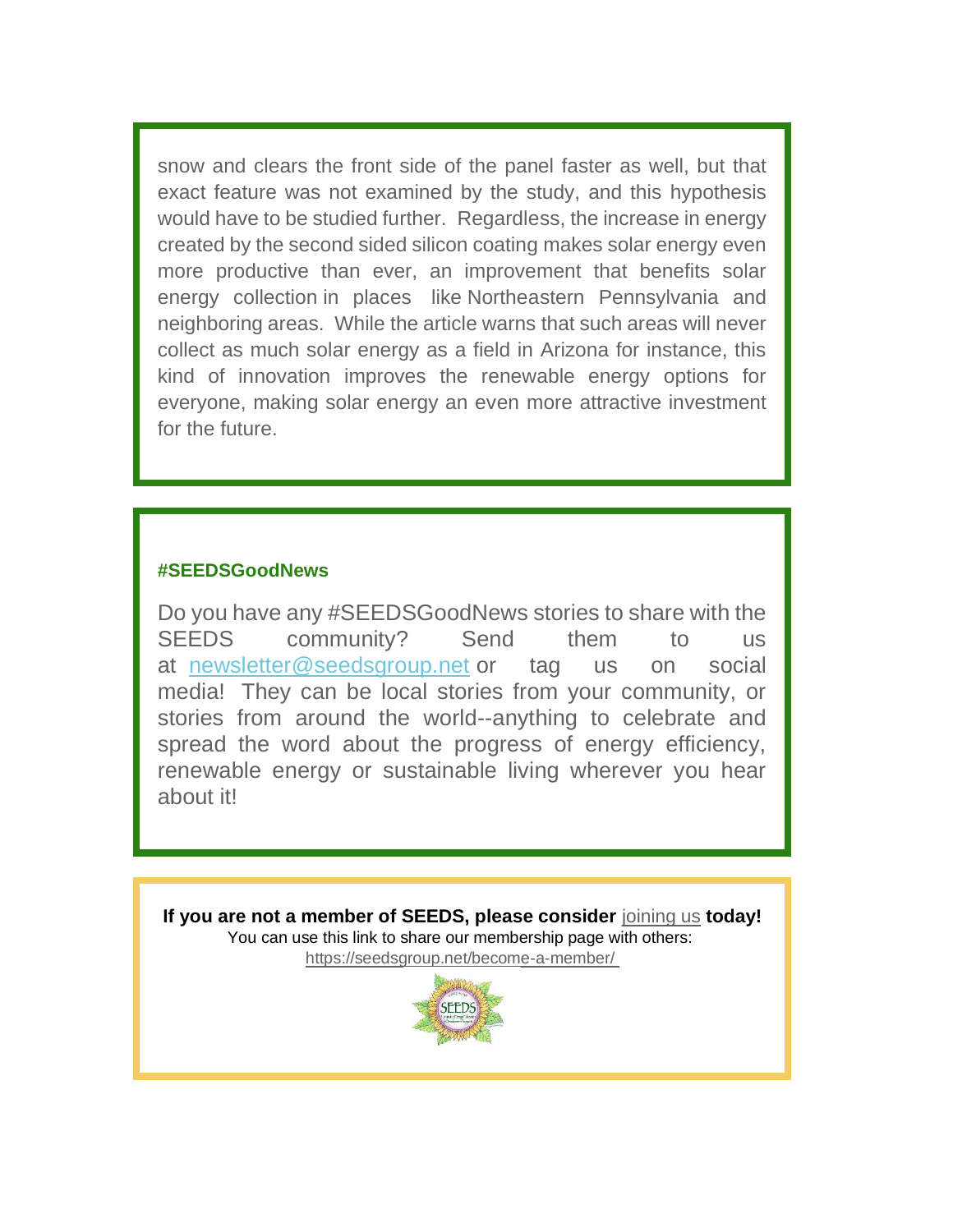snow and clears the front side of the panel faster as well, but that exact feature was not examined by the study, and this hypothesis would have to be studied further. Regardless, the increase in energy created by the second sided silicon coating makes solar energy even more productive than ever, an improvement that benefits solar energy collection in places like Northeastern Pennsylvania and neighboring areas. While the article warns that such areas will never collect as much solar energy as a field in Arizona for instance, this kind of innovation improves the renewable energy options for everyone, making solar energy an even more attractive investment for the future.

### #SEEDSGoodNews

Do you have any #SEEDSGoodNews stories to share with the SEEDS community? Send them to us at newsletter@seedsgroup.net or tag us on social media! They can be local stories from your community, or stories from around the world--anything to celebrate and spread the word about the progress of energy efficiency, renewable energy or sustainable living wherever you hear about it!

**If you are not a member of SEEDS, please consider** joining us **today!**

You can use this link to share our membership page with others: https://seedsgroup.net/become-a-member/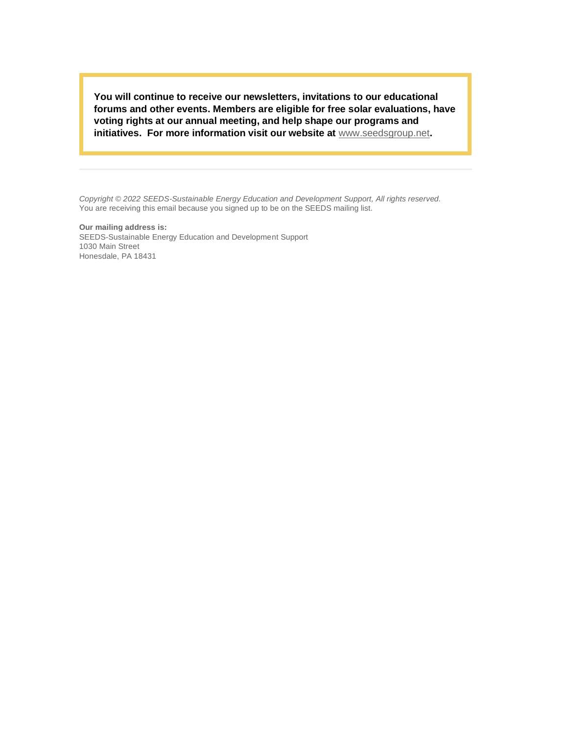**You will continue to receive our newsletters, invitations to our educational forums and other events. Members are eligible for free solar evaluations, have voting rights at our annual meeting, and help shape our programs and initiatives. For more information visit our website at** www.seedsgroup.net**.**

---

*Copyright © 2022 SEEDS-Sustainable Energy Education and Development Support, All rights reserved.*
You are receiving this email because you signed up to be on the SEEDS mailing list.

**Our mailing address is:**
SEEDS-Sustainable Energy Education and Development Support
1030 Main Street
Honesdale, PA 18431